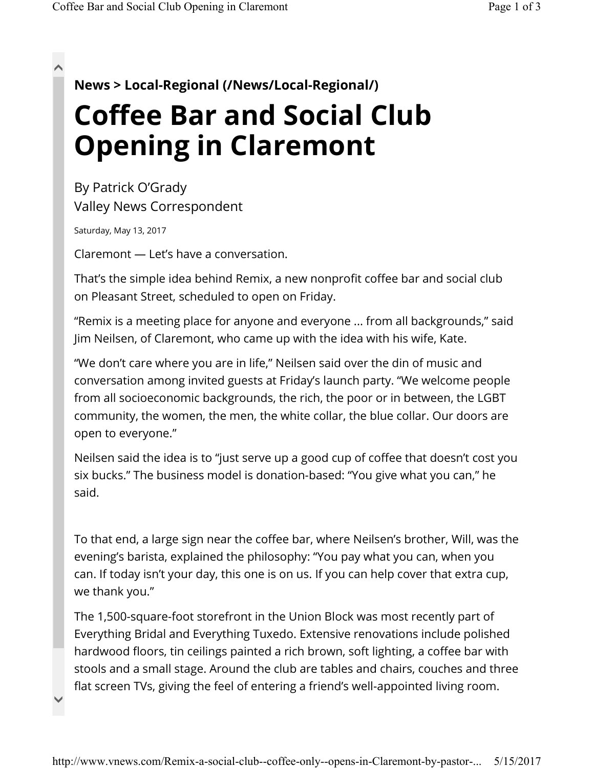**News > Local-Regional (/News/Local-Regional/)**

# Coffee Bar and Social Club Opening in Claremont

By Patrick O'Grady
Valley News Correspondent

Saturday, May 13, 2017

Claremont — Let's have a conversation.

That's the simple idea behind Remix, a new nonprofit coffee bar and social club on Pleasant Street, scheduled to open on Friday.

"Remix is a meeting place for anyone and everyone ... from all backgrounds," said Jim Neilsen, of Claremont, who came up with the idea with his wife, Kate.

"We don't care where you are in life," Neilsen said over the din of music and conversation among invited guests at Friday's launch party. "We welcome people from all socioeconomic backgrounds, the rich, the poor or in between, the LGBT community, the women, the men, the white collar, the blue collar. Our doors are open to everyone."

Neilsen said the idea is to "just serve up a good cup of coffee that doesn't cost you six bucks." The business model is donation-based: "You give what you can," he said.

To that end, a large sign near the coffee bar, where Neilsen's brother, Will, was the evening's barista, explained the philosophy: "You pay what you can, when you can. If today isn't your day, this one is on us. If you can help cover that extra cup, we thank you."

The 1,500-square-foot storefront in the Union Block was most recently part of Everything Bridal and Everything Tuxedo. Extensive renovations include polished hardwood floors, tin ceilings painted a rich brown, soft lighting, a coffee bar with stools and a small stage. Around the club are tables and chairs, couches and three flat screen TVs, giving the feel of entering a friend's well-appointed living room.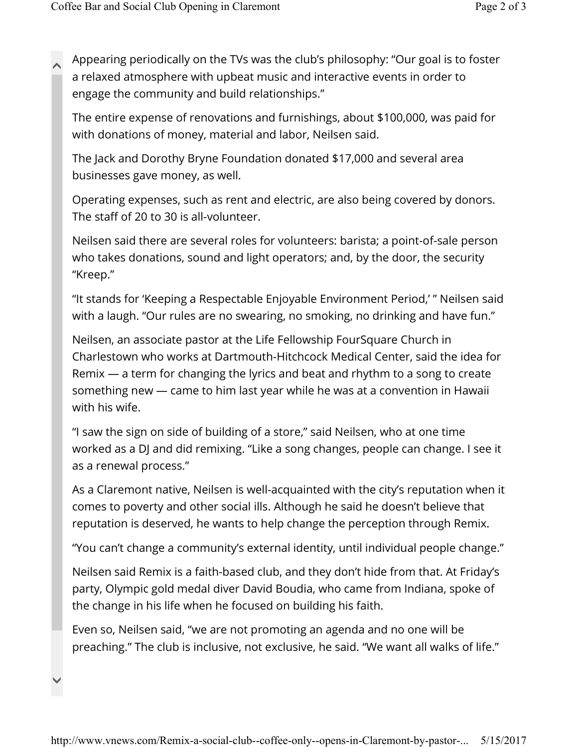Appearing periodically on the TVs was the club's philosophy: "Our goal is to foster a relaxed atmosphere with upbeat music and interactive events in order to engage the community and build relationships."

The entire expense of renovations and furnishings, about $100,000, was paid for with donations of money, material and labor, Neilsen said.

The Jack and Dorothy Bryne Foundation donated $17,000 and several area businesses gave money, as well.

Operating expenses, such as rent and electric, are also being covered by donors. The staff of 20 to 30 is all-volunteer.

Neilsen said there are several roles for volunteers: barista; a point-of-sale person who takes donations, sound and light operators; and, by the door, the security "Kreep."

"It stands for 'Keeping a Respectable Enjoyable Environment Period,' " Neilsen said with a laugh. "Our rules are no swearing, no smoking, no drinking and have fun."

Neilsen, an associate pastor at the Life Fellowship FourSquare Church in Charlestown who works at Dartmouth-Hitchcock Medical Center, said the idea for Remix — a term for changing the lyrics and beat and rhythm to a song to create something new — came to him last year while he was at a convention in Hawaii with his wife.

"I saw the sign on side of building of a store," said Neilsen, who at one time worked as a DJ and did remixing. "Like a song changes, people can change. I see it as a renewal process."

As a Claremont native, Neilsen is well-acquainted with the city's reputation when it comes to poverty and other social ills. Although he said he doesn't believe that reputation is deserved, he wants to help change the perception through Remix.

"You can't change a community's external identity, until individual people change."

Neilsen said Remix is a faith-based club, and they don't hide from that. At Friday's party, Olympic gold medal diver David Boudia, who came from Indiana, spoke of the change in his life when he focused on building his faith.

Even so, Neilsen said, "we are not promoting an agenda and no one will be preaching." The club is inclusive, not exclusive, he said. "We want all walks of life."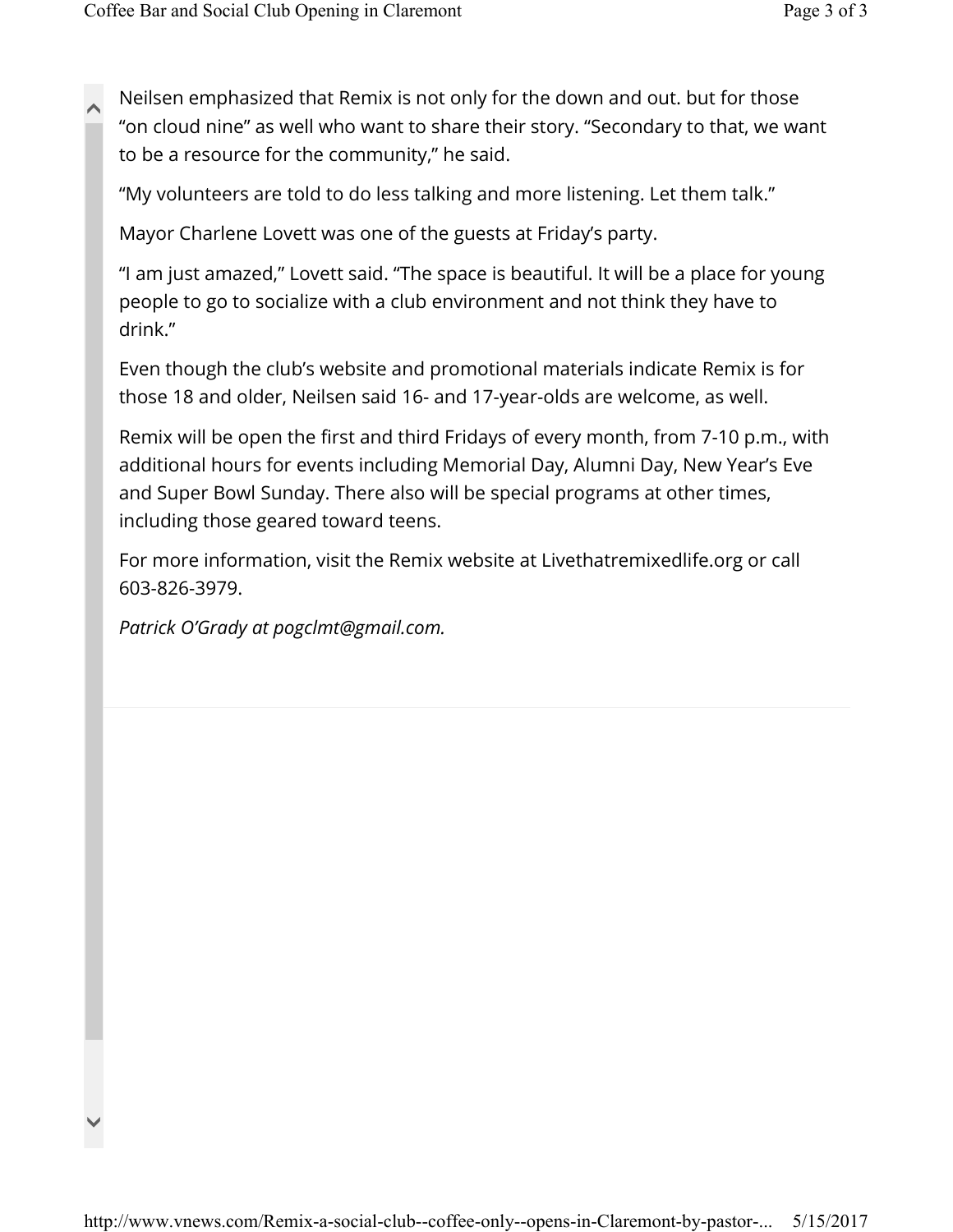Neilsen emphasized that Remix is not only for the down and out. but for those "on cloud nine" as well who want to share their story. "Secondary to that, we want to be a resource for the community," he said.

"My volunteers are told to do less talking and more listening. Let them talk."

Mayor Charlene Lovett was one of the guests at Friday's party.

"I am just amazed," Lovett said. "The space is beautiful. It will be a place for young people to go to socialize with a club environment and not think they have to drink."

Even though the club's website and promotional materials indicate Remix is for those 18 and older, Neilsen said 16- and 17-year-olds are welcome, as well.

Remix will be open the first and third Fridays of every month, from 7-10 p.m., with additional hours for events including Memorial Day, Alumni Day, New Year's Eve and Super Bowl Sunday. There also will be special programs at other times, including those geared toward teens.

For more information, visit the Remix website at Livethatremixedlife.org or call 603-826-3979.

*Patrick O'Grady at pogclmt@gmail.com.*